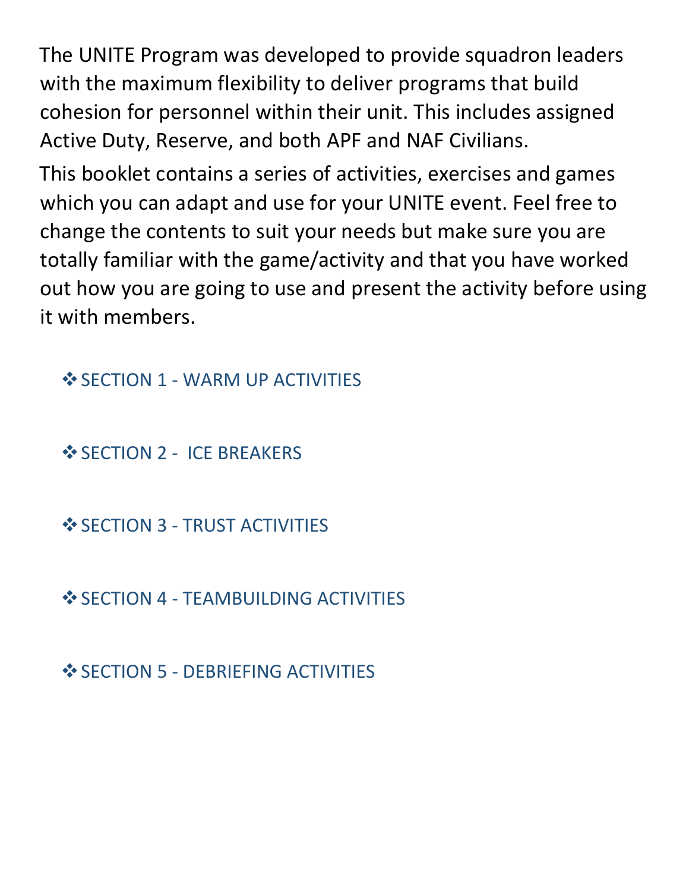The UNITE Program was developed to provide squadron leaders with the maximum flexibility to deliver programs that build cohesion for personnel within their unit. This includes assigned Active Duty, Reserve, and both APF and NAF Civilians.

This booklet contains a series of activities, exercises and games which you can adapt and use for your UNITE event. Feel free to change the contents to suit your needs but make sure you are totally familiar with the game/activity and that you have worked out how you are going to use and present the activity before using it with members.

- ❖ SECTION 1 - WARM UP ACTIVITIES
- ❖ SECTION 2 - ICE BREAKERS
- ❖ SECTION 3 - TRUST ACTIVITIES
- ❖ SECTION 4 - TEAMBUILDING ACTIVITIES
- ❖ SECTION 5 - DEBRIEFING ACTIVITIES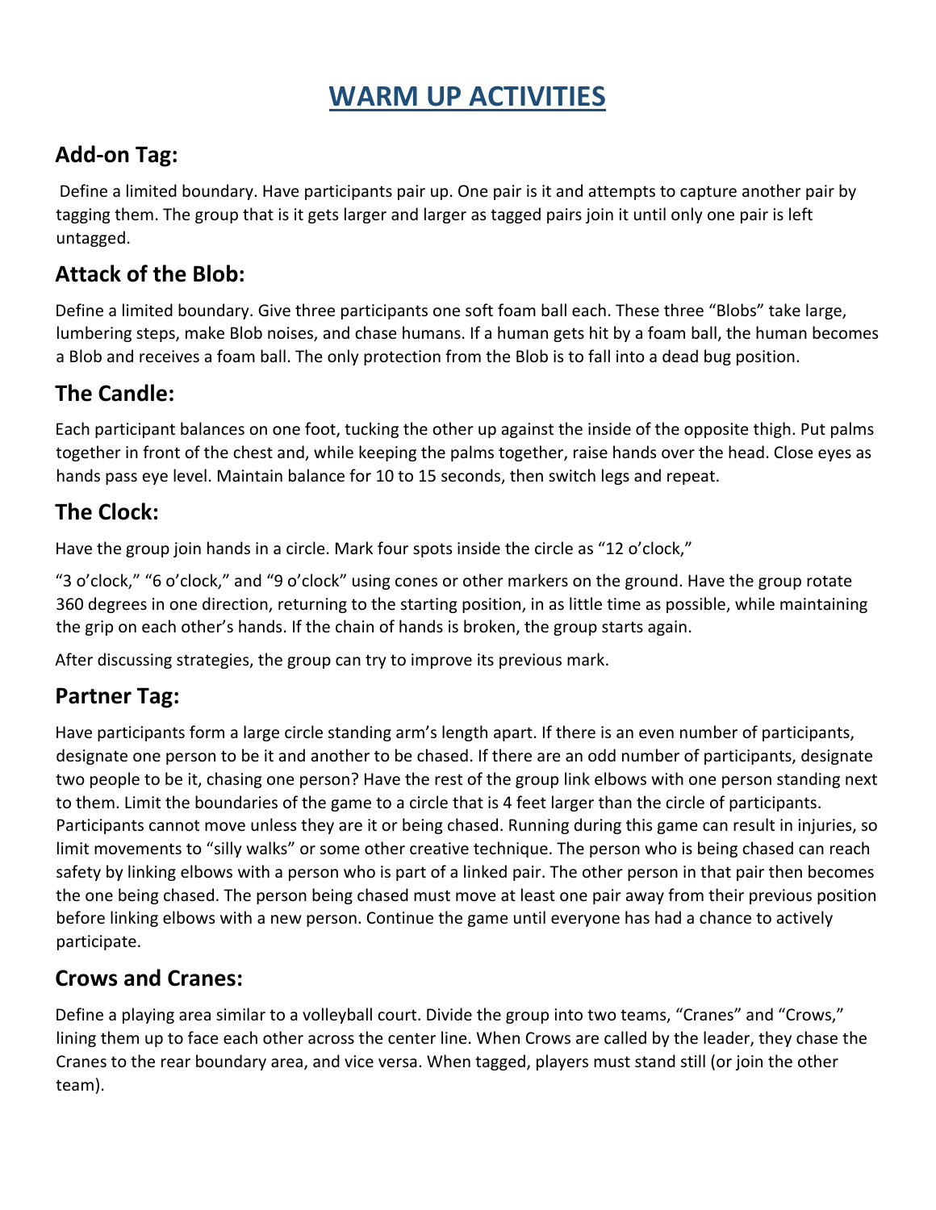# WARM UP ACTIVITIES

## Add-on Tag:

Define a limited boundary. Have participants pair up. One pair is it and attempts to capture another pair by tagging them. The group that is it gets larger and larger as tagged pairs join it until only one pair is left untagged.

## Attack of the Blob:

Define a limited boundary. Give three participants one soft foam ball each. These three "Blobs" take large, lumbering steps, make Blob noises, and chase humans. If a human gets hit by a foam ball, the human becomes a Blob and receives a foam ball. The only protection from the Blob is to fall into a dead bug position.

## The Candle:

Each participant balances on one foot, tucking the other up against the inside of the opposite thigh. Put palms together in front of the chest and, while keeping the palms together, raise hands over the head. Close eyes as hands pass eye level. Maintain balance for 10 to 15 seconds, then switch legs and repeat.

## The Clock:

Have the group join hands in a circle. Mark four spots inside the circle as "12 o'clock,"

"3 o'clock," "6 o'clock," and "9 o'clock" using cones or other markers on the ground. Have the group rotate 360 degrees in one direction, returning to the starting position, in as little time as possible, while maintaining the grip on each other's hands. If the chain of hands is broken, the group starts again.

After discussing strategies, the group can try to improve its previous mark.

## Partner Tag:

Have participants form a large circle standing arm's length apart. If there is an even number of participants, designate one person to be it and another to be chased. If there are an odd number of participants, designate two people to be it, chasing one person? Have the rest of the group link elbows with one person standing next to them. Limit the boundaries of the game to a circle that is 4 feet larger than the circle of participants. Participants cannot move unless they are it or being chased. Running during this game can result in injuries, so limit movements to "silly walks" or some other creative technique. The person who is being chased can reach safety by linking elbows with a person who is part of a linked pair. The other person in that pair then becomes the one being chased. The person being chased must move at least one pair away from their previous position before linking elbows with a new person. Continue the game until everyone has had a chance to actively participate.

## Crows and Cranes:

Define a playing area similar to a volleyball court. Divide the group into two teams, "Cranes" and "Crows," lining them up to face each other across the center line. When Crows are called by the leader, they chase the Cranes to the rear boundary area, and vice versa. When tagged, players must stand still (or join the other team).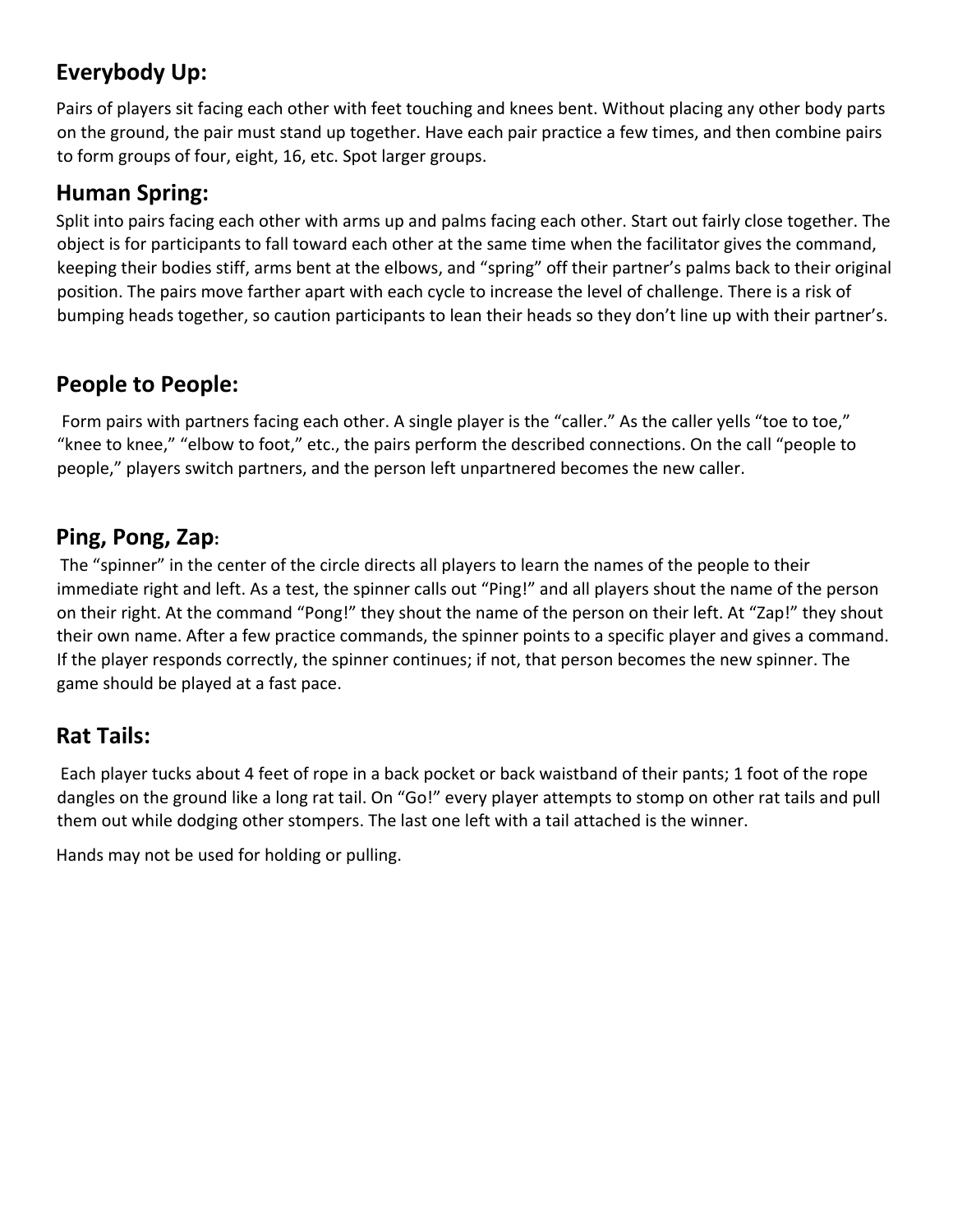## Everybody Up:

Pairs of players sit facing each other with feet touching and knees bent. Without placing any other body parts on the ground, the pair must stand up together. Have each pair practice a few times, and then combine pairs to form groups of four, eight, 16, etc. Spot larger groups.

## Human Spring:

Split into pairs facing each other with arms up and palms facing each other. Start out fairly close together. The object is for participants to fall toward each other at the same time when the facilitator gives the command, keeping their bodies stiff, arms bent at the elbows, and "spring" off their partner's palms back to their original position. The pairs move farther apart with each cycle to increase the level of challenge. There is a risk of bumping heads together, so caution participants to lean their heads so they don't line up with their partner's.

## People to People:

Form pairs with partners facing each other. A single player is the "caller." As the caller yells "toe to toe," "knee to knee," "elbow to foot," etc., the pairs perform the described connections. On the call "people to people," players switch partners, and the person left unpartnered becomes the new caller.

## Ping, Pong, Zap:

The "spinner" in the center of the circle directs all players to learn the names of the people to their immediate right and left. As a test, the spinner calls out "Ping!" and all players shout the name of the person on their right. At the command "Pong!" they shout the name of the person on their left. At "Zap!" they shout their own name. After a few practice commands, the spinner points to a specific player and gives a command. If the player responds correctly, the spinner continues; if not, that person becomes the new spinner. The game should be played at a fast pace.

## Rat Tails:

Each player tucks about 4 feet of rope in a back pocket or back waistband of their pants; 1 foot of the rope dangles on the ground like a long rat tail. On "Go!" every player attempts to stomp on other rat tails and pull them out while dodging other stompers. The last one left with a tail attached is the winner.

Hands may not be used for holding or pulling.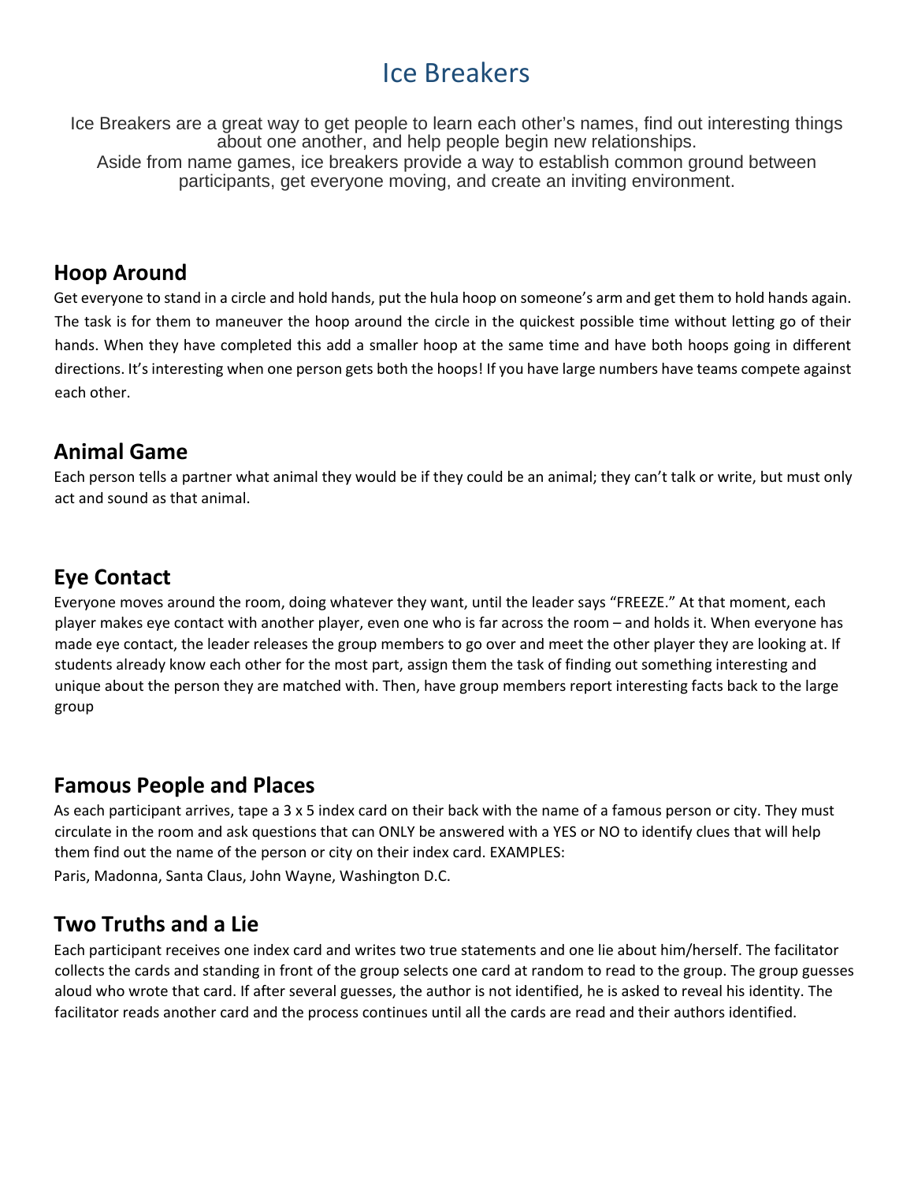# Ice Breakers

Ice Breakers are a great way to get people to learn each other's names, find out interesting things about one another, and help people begin new relationships.
Aside from name games, ice breakers provide a way to establish common ground between participants, get everyone moving, and create an inviting environment.

## Hoop Around

Get everyone to stand in a circle and hold hands, put the hula hoop on someone's arm and get them to hold hands again. The task is for them to maneuver the hoop around the circle in the quickest possible time without letting go of their hands. When they have completed this add a smaller hoop at the same time and have both hoops going in different directions. It's interesting when one person gets both the hoops! If you have large numbers have teams compete against each other.

## Animal Game

Each person tells a partner what animal they would be if they could be an animal; they can't talk or write, but must only act and sound as that animal.

## Eye Contact

Everyone moves around the room, doing whatever they want, until the leader says "FREEZE." At that moment, each player makes eye contact with another player, even one who is far across the room – and holds it. When everyone has made eye contact, the leader releases the group members to go over and meet the other player they are looking at. If students already know each other for the most part, assign them the task of finding out something interesting and unique about the person they are matched with. Then, have group members report interesting facts back to the large group

## Famous People and Places

As each participant arrives, tape a 3 x 5 index card on their back with the name of a famous person or city. They must circulate in the room and ask questions that can ONLY be answered with a YES or NO to identify clues that will help them find out the name of the person or city on their index card. EXAMPLES:

Paris, Madonna, Santa Claus, John Wayne, Washington D.C.

## Two Truths and a Lie

Each participant receives one index card and writes two true statements and one lie about him/herself. The facilitator collects the cards and standing in front of the group selects one card at random to read to the group. The group guesses aloud who wrote that card. If after several guesses, the author is not identified, he is asked to reveal his identity. The facilitator reads another card and the process continues until all the cards are read and their authors identified.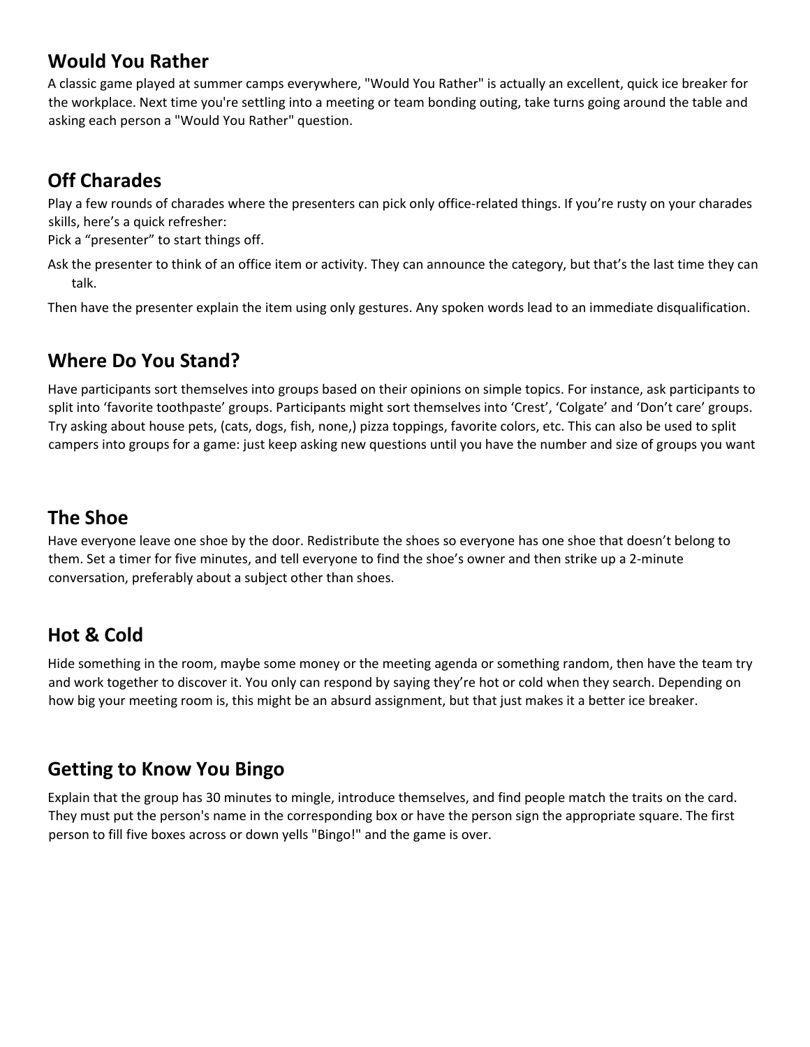## Would You Rather

A classic game played at summer camps everywhere, "Would You Rather" is actually an excellent, quick ice breaker for the workplace. Next time you're settling into a meeting or team bonding outing, take turns going around the table and asking each person a "Would You Rather" question.

## Off Charades

Play a few rounds of charades where the presenters can pick only office-related things. If you're rusty on your charades skills, here's a quick refresher:

Pick a "presenter" to start things off.

Ask the presenter to think of an office item or activity. They can announce the category, but that's the last time they can talk.

Then have the presenter explain the item using only gestures. Any spoken words lead to an immediate disqualification.

## Where Do You Stand?

Have participants sort themselves into groups based on their opinions on simple topics. For instance, ask participants to split into 'favorite toothpaste' groups. Participants might sort themselves into 'Crest', 'Colgate' and 'Don't care' groups. Try asking about house pets, (cats, dogs, fish, none,) pizza toppings, favorite colors, etc. This can also be used to split campers into groups for a game: just keep asking new questions until you have the number and size of groups you want

## The Shoe

Have everyone leave one shoe by the door. Redistribute the shoes so everyone has one shoe that doesn't belong to them. Set a timer for five minutes, and tell everyone to find the shoe's owner and then strike up a 2-minute conversation, preferably about a subject other than shoes.

## Hot & Cold

Hide something in the room, maybe some money or the meeting agenda or something random, then have the team try and work together to discover it. You only can respond by saying they're hot or cold when they search. Depending on how big your meeting room is, this might be an absurd assignment, but that just makes it a better ice breaker.

## Getting to Know You Bingo

Explain that the group has 30 minutes to mingle, introduce themselves, and find people match the traits on the card. They must put the person's name in the corresponding box or have the person sign the appropriate square. The first person to fill five boxes across or down yells "Bingo!" and the game is over.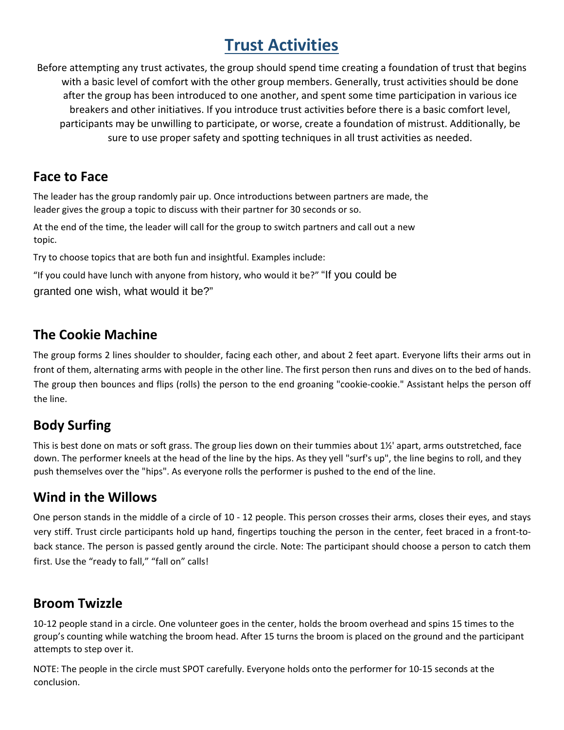# Trust Activities

Before attempting any trust activates, the group should spend time creating a foundation of trust that begins with a basic level of comfort with the other group members. Generally, trust activities should be done after the group has been introduced to one another, and spent some time participation in various ice breakers and other initiatives. If you introduce trust activities before there is a basic comfort level, participants may be unwilling to participate, or worse, create a foundation of mistrust. Additionally, be sure to use proper safety and spotting techniques in all trust activities as needed.

## Face to Face

The leader has the group randomly pair up. Once introductions between partners are made, the leader gives the group a topic to discuss with their partner for 30 seconds or so.

At the end of the time, the leader will call for the group to switch partners and call out a new topic.

Try to choose topics that are both fun and insightful. Examples include:

"If you could have lunch with anyone from history, who would it be?" "If you could be granted one wish, what would it be?"

## The Cookie Machine

The group forms 2 lines shoulder to shoulder, facing each other, and about 2 feet apart. Everyone lifts their arms out in front of them, alternating arms with people in the other line. The first person then runs and dives on to the bed of hands. The group then bounces and flips (rolls) the person to the end groaning "cookie-cookie." Assistant helps the person off the line.

## Body Surfing

This is best done on mats or soft grass. The group lies down on their tummies about 1½' apart, arms outstretched, face down. The performer kneels at the head of the line by the hips. As they yell "surf's up", the line begins to roll, and they push themselves over the "hips". As everyone rolls the performer is pushed to the end of the line.

## Wind in the Willows

One person stands in the middle of a circle of 10 - 12 people. This person crosses their arms, closes their eyes, and stays very stiff. Trust circle participants hold up hand, fingertips touching the person in the center, feet braced in a front-to-back stance. The person is passed gently around the circle. Note: The participant should choose a person to catch them first. Use the "ready to fall," "fall on" calls!

## Broom Twizzle

10-12 people stand in a circle. One volunteer goes in the center, holds the broom overhead and spins 15 times to the group's counting while watching the broom head. After 15 turns the broom is placed on the ground and the participant attempts to step over it.

NOTE: The people in the circle must SPOT carefully. Everyone holds onto the performer for 10-15 seconds at the conclusion.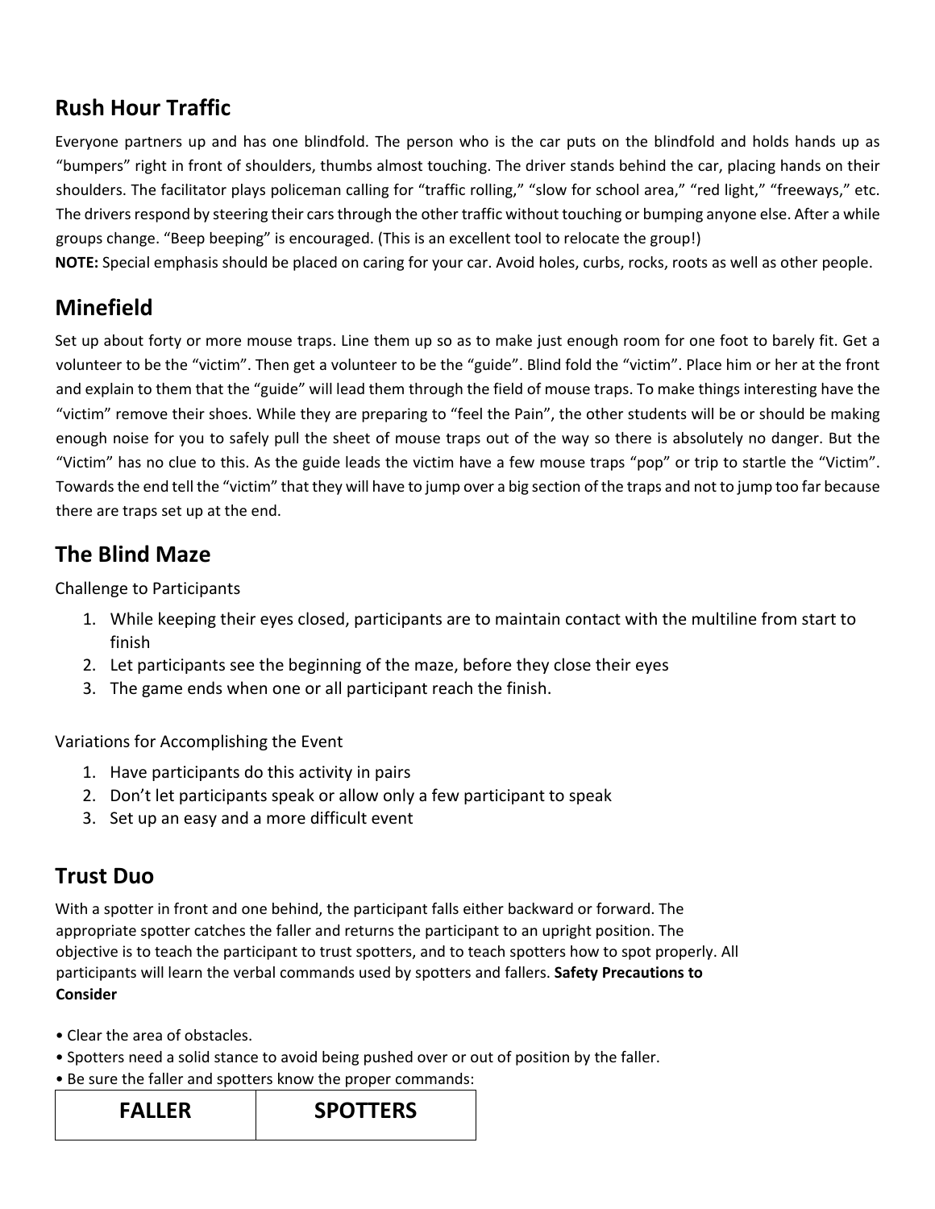## Rush Hour Traffic

Everyone partners up and has one blindfold. The person who is the car puts on the blindfold and holds hands up as "bumpers" right in front of shoulders, thumbs almost touching. The driver stands behind the car, placing hands on their shoulders. The facilitator plays policeman calling for "traffic rolling," "slow for school area," "red light," "freeways," etc. The drivers respond by steering their cars through the other traffic without touching or bumping anyone else. After a while groups change. "Beep beeping" is encouraged. (This is an excellent tool to relocate the group!)

**NOTE:** Special emphasis should be placed on caring for your car. Avoid holes, curbs, rocks, roots as well as other people.

## Minefield

Set up about forty or more mouse traps. Line them up so as to make just enough room for one foot to barely fit. Get a volunteer to be the "victim". Then get a volunteer to be the "guide". Blind fold the "victim". Place him or her at the front and explain to them that the "guide" will lead them through the field of mouse traps. To make things interesting have the "victim" remove their shoes. While they are preparing to "feel the Pain", the other students will be or should be making enough noise for you to safely pull the sheet of mouse traps out of the way so there is absolutely no danger. But the "Victim" has no clue to this. As the guide leads the victim have a few mouse traps "pop" or trip to startle the "Victim". Towards the end tell the "victim" that they will have to jump over a big section of the traps and not to jump too far because there are traps set up at the end.

## The Blind Maze

Challenge to Participants

1. While keeping their eyes closed, participants are to maintain contact with the multiline from start to finish
2. Let participants see the beginning of the maze, before they close their eyes
3. The game ends when one or all participant reach the finish.

Variations for Accomplishing the Event

1. Have participants do this activity in pairs
2. Don't let participants speak or allow only a few participant to speak
3. Set up an easy and a more difficult event

## Trust Duo

With a spotter in front and one behind, the participant falls either backward or forward. The appropriate spotter catches the faller and returns the participant to an upright position. The objective is to teach the participant to trust spotters, and to teach spotters how to spot properly. All participants will learn the verbal commands used by spotters and fallers. **Safety Precautions to Consider**

- Clear the area of obstacles.
- Spotters need a solid stance to avoid being pushed over or out of position by the faller.
- Be sure the faller and spotters know the proper commands:

| FALLER | SPOTTERS |
|---|---|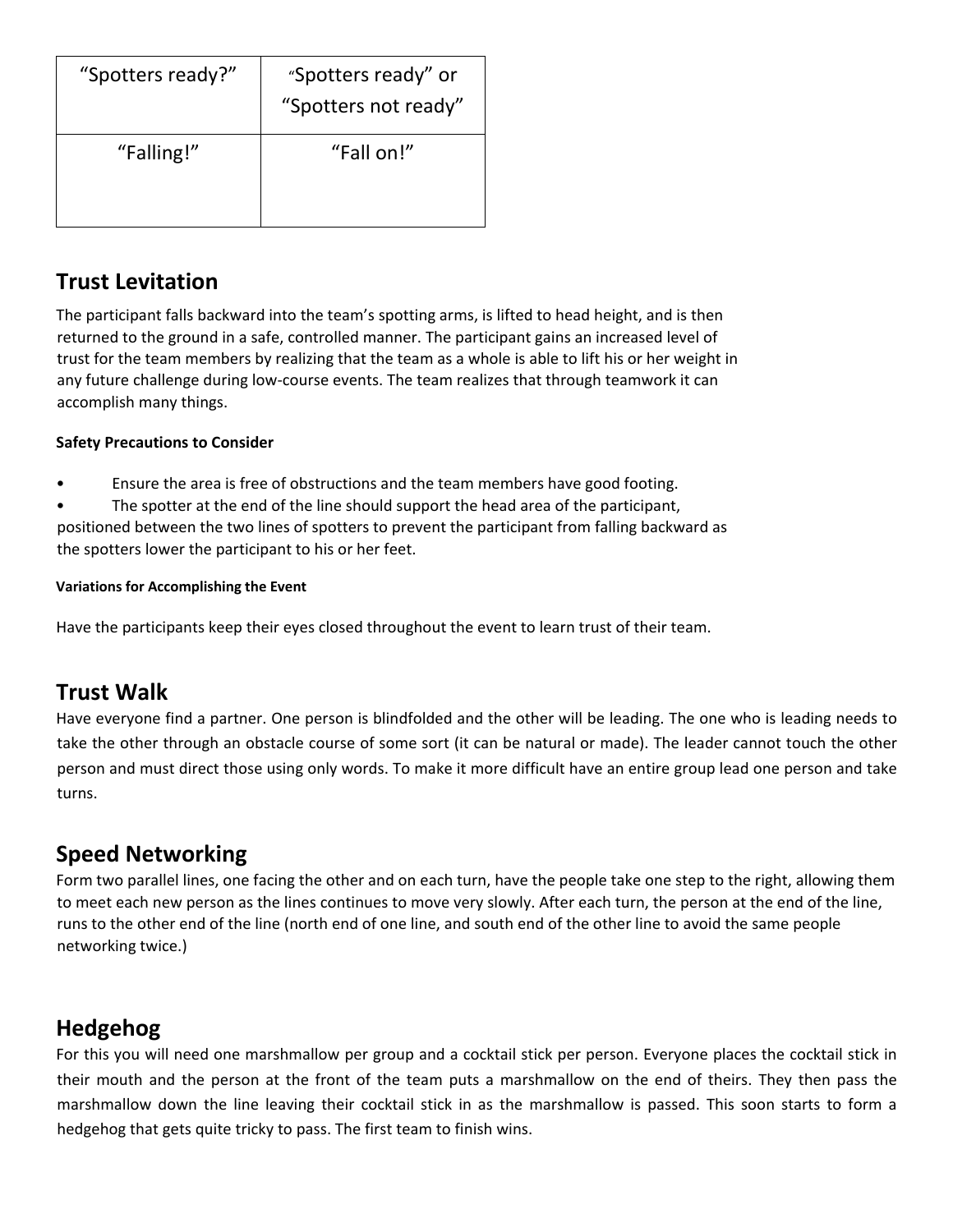| “Spotters ready?” | “Spotters ready” or “Spotters not ready” |
|---|---|
| “Falling!” | “Fall on!” |

## Trust Levitation

The participant falls backward into the team’s spotting arms, is lifted to head height, and is then returned to the ground in a safe, controlled manner. The participant gains an increased level of trust for the team members by realizing that the team as a whole is able to lift his or her weight in any future challenge during low-course events. The team realizes that through teamwork it can accomplish many things.

**Safety Precautions to Consider**

- Ensure the area is free of obstructions and the team members have good footing.
- The spotter at the end of the line should support the head area of the participant, positioned between the two lines of spotters to prevent the participant from falling backward as the spotters lower the participant to his or her feet.

**Variations for Accomplishing the Event**

Have the participants keep their eyes closed throughout the event to learn trust of their team.

## Trust Walk

Have everyone find a partner. One person is blindfolded and the other will be leading. The one who is leading needs to take the other through an obstacle course of some sort (it can be natural or made). The leader cannot touch the other person and must direct those using only words. To make it more difficult have an entire group lead one person and take turns.

## Speed Networking

Form two parallel lines, one facing the other and on each turn, have the people take one step to the right, allowing them to meet each new person as the lines continues to move very slowly. After each turn, the person at the end of the line, runs to the other end of the line (north end of one line, and south end of the other line to avoid the same people networking twice.)

## Hedgehog

For this you will need one marshmallow per group and a cocktail stick per person. Everyone places the cocktail stick in their mouth and the person at the front of the team puts a marshmallow on the end of theirs. They then pass the marshmallow down the line leaving their cocktail stick in as the marshmallow is passed. This soon starts to form a hedgehog that gets quite tricky to pass. The first team to finish wins.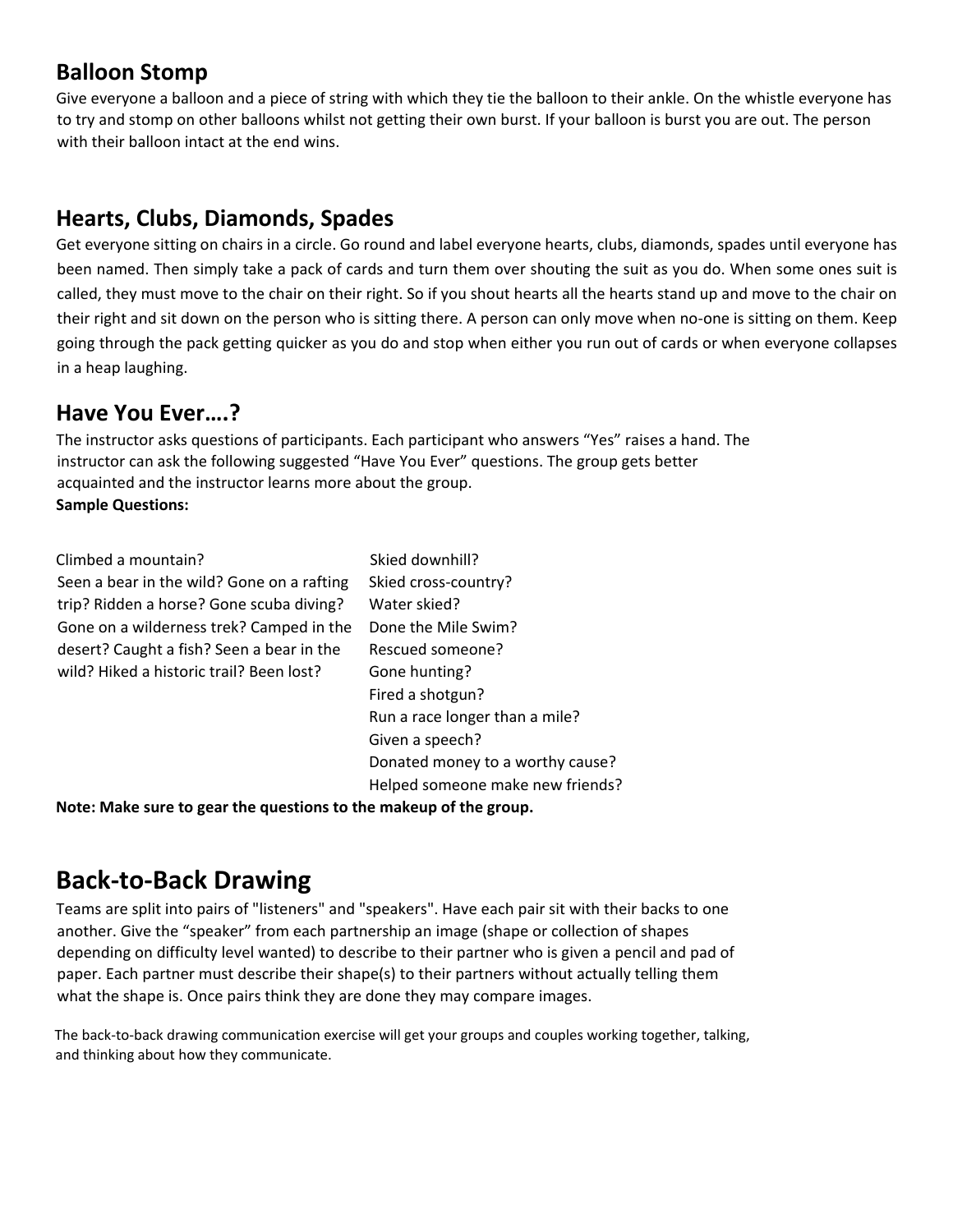## Balloon Stomp

Give everyone a balloon and a piece of string with which they tie the balloon to their ankle. On the whistle everyone has to try and stomp on other balloons whilst not getting their own burst. If your balloon is burst you are out. The person with their balloon intact at the end wins.

## Hearts, Clubs, Diamonds, Spades

Get everyone sitting on chairs in a circle. Go round and label everyone hearts, clubs, diamonds, spades until everyone has been named. Then simply take a pack of cards and turn them over shouting the suit as you do. When some ones suit is called, they must move to the chair on their right. So if you shout hearts all the hearts stand up and move to the chair on their right and sit down on the person who is sitting there. A person can only move when no-one is sitting on them. Keep going through the pack getting quicker as you do and stop when either you run out of cards or when everyone collapses in a heap laughing.

## Have You Ever….?

The instructor asks questions of participants. Each participant who answers "Yes" raises a hand. The instructor can ask the following suggested "Have You Ever" questions. The group gets better acquainted and the instructor learns more about the group.

**Sample Questions:**

Climbed a mountain?
Seen a bear in the wild? Gone on a rafting trip? Ridden a horse? Gone scuba diving? Gone on a wilderness trek? Camped in the desert? Caught a fish? Seen a bear in the wild? Hiked a historic trail? Been lost?

Skied downhill?
Skied cross-country?
Water skied?
Done the Mile Swim?
Rescued someone?
Gone hunting?
Fired a shotgun?
Run a race longer than a mile?
Given a speech?
Donated money to a worthy cause?
Helped someone make new friends?

**Note: Make sure to gear the questions to the makeup of the group.**

# Back-to-Back Drawing

Teams are split into pairs of "listeners" and "speakers". Have each pair sit with their backs to one another. Give the "speaker" from each partnership an image (shape or collection of shapes depending on difficulty level wanted) to describe to their partner who is given a pencil and pad of paper. Each partner must describe their shape(s) to their partners without actually telling them what the shape is. Once pairs think they are done they may compare images.

The back-to-back drawing communication exercise will get your groups and couples working together, talking, and thinking about how they communicate.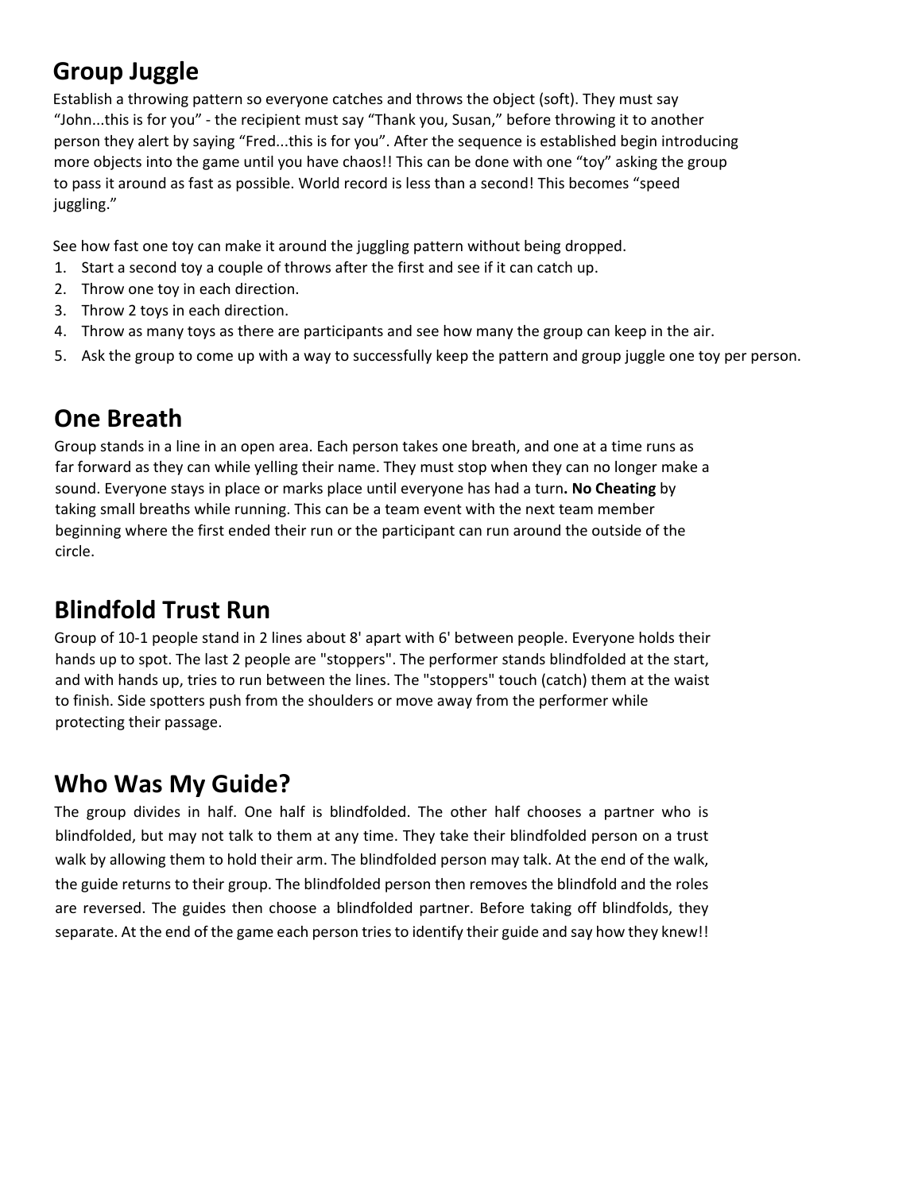## Group Juggle

Establish a throwing pattern so everyone catches and throws the object (soft). They must say "John...this is for you" - the recipient must say "Thank you, Susan," before throwing it to another person they alert by saying "Fred...this is for you". After the sequence is established begin introducing more objects into the game until you have chaos!! This can be done with one "toy" asking the group to pass it around as fast as possible. World record is less than a second! This becomes "speed juggling."

See how fast one toy can make it around the juggling pattern without being dropped.

1. Start a second toy a couple of throws after the first and see if it can catch up.
2. Throw one toy in each direction.
3. Throw 2 toys in each direction.
4. Throw as many toys as there are participants and see how many the group can keep in the air.
5. Ask the group to come up with a way to successfully keep the pattern and group juggle one toy per person.

## One Breath

Group stands in a line in an open area. Each person takes one breath, and one at a time runs as far forward as they can while yelling their name. They must stop when they can no longer make a sound. Everyone stays in place or marks place until everyone has had a turn**. No Cheating** by taking small breaths while running. This can be a team event with the next team member beginning where the first ended their run or the participant can run around the outside of the circle.

## Blindfold Trust Run

Group of 10-1 people stand in 2 lines about 8' apart with 6' between people. Everyone holds their hands up to spot. The last 2 people are "stoppers". The performer stands blindfolded at the start, and with hands up, tries to run between the lines. The "stoppers" touch (catch) them at the waist to finish. Side spotters push from the shoulders or move away from the performer while protecting their passage.

## Who Was My Guide?

The group divides in half. One half is blindfolded. The other half chooses a partner who is blindfolded, but may not talk to them at any time. They take their blindfolded person on a trust walk by allowing them to hold their arm. The blindfolded person may talk. At the end of the walk, the guide returns to their group. The blindfolded person then removes the blindfold and the roles are reversed. The guides then choose a blindfolded partner. Before taking off blindfolds, they separate. At the end of the game each person tries to identify their guide and say how they knew!!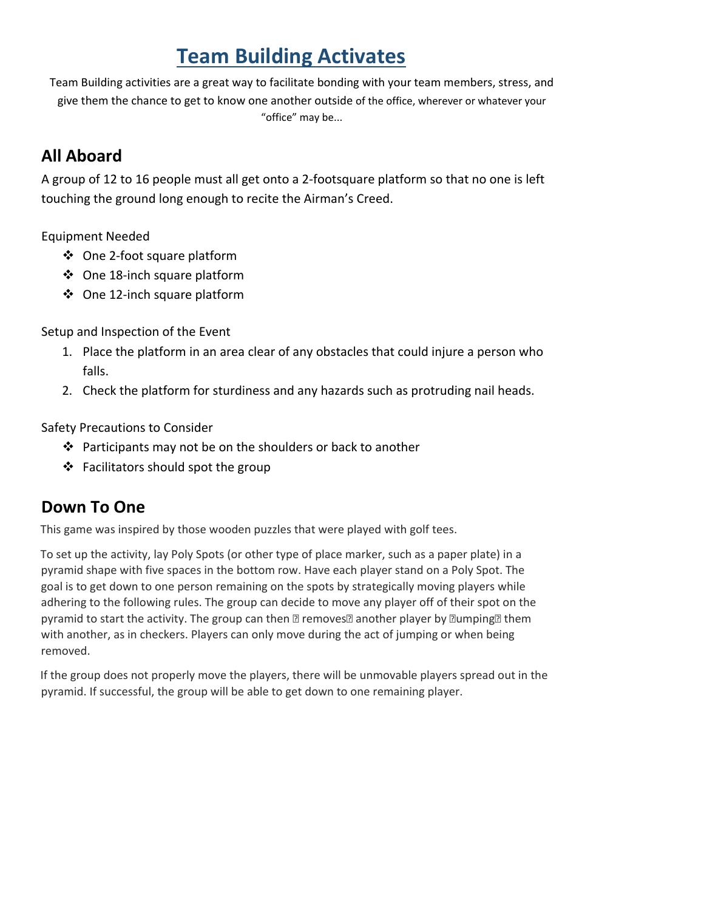# Team Building Activates

Team Building activities are a great way to facilitate bonding with your team members, stress, and give them the chance to get to know one another outside of the office, wherever or whatever your "office" may be...

## All Aboard

A group of 12 to 16 people must all get onto a 2-footsquare platform so that no one is left touching the ground long enough to recite the Airman's Creed.

Equipment Needed

- ❖ One 2-foot square platform
- ❖ One 18-inch square platform
- ❖ One 12-inch square platform

Setup and Inspection of the Event

1. Place the platform in an area clear of any obstacles that could injure a person who falls.
2. Check the platform for sturdiness and any hazards such as protruding nail heads.

Safety Precautions to Consider

- ❖ Participants may not be on the shoulders or back to another
- ❖ Facilitators should spot the group

## Down To One

This game was inspired by those wooden puzzles that were played with golf tees.

To set up the activity, lay Poly Spots (or other type of place marker, such as a paper plate) in a pyramid shape with five spaces in the bottom row. Have each player stand on a Poly Spot. The goal is to get down to one person remaining on the spots by strategically moving players while adhering to the following rules. The group can decide to move any player off of their spot on the pyramid to start the activity. The group can then � removes� another player by �umping� them with another, as in checkers. Players can only move during the act of jumping or when being removed.

If the group does not properly move the players, there will be unmovable players spread out in the pyramid. If successful, the group will be able to get down to one remaining player.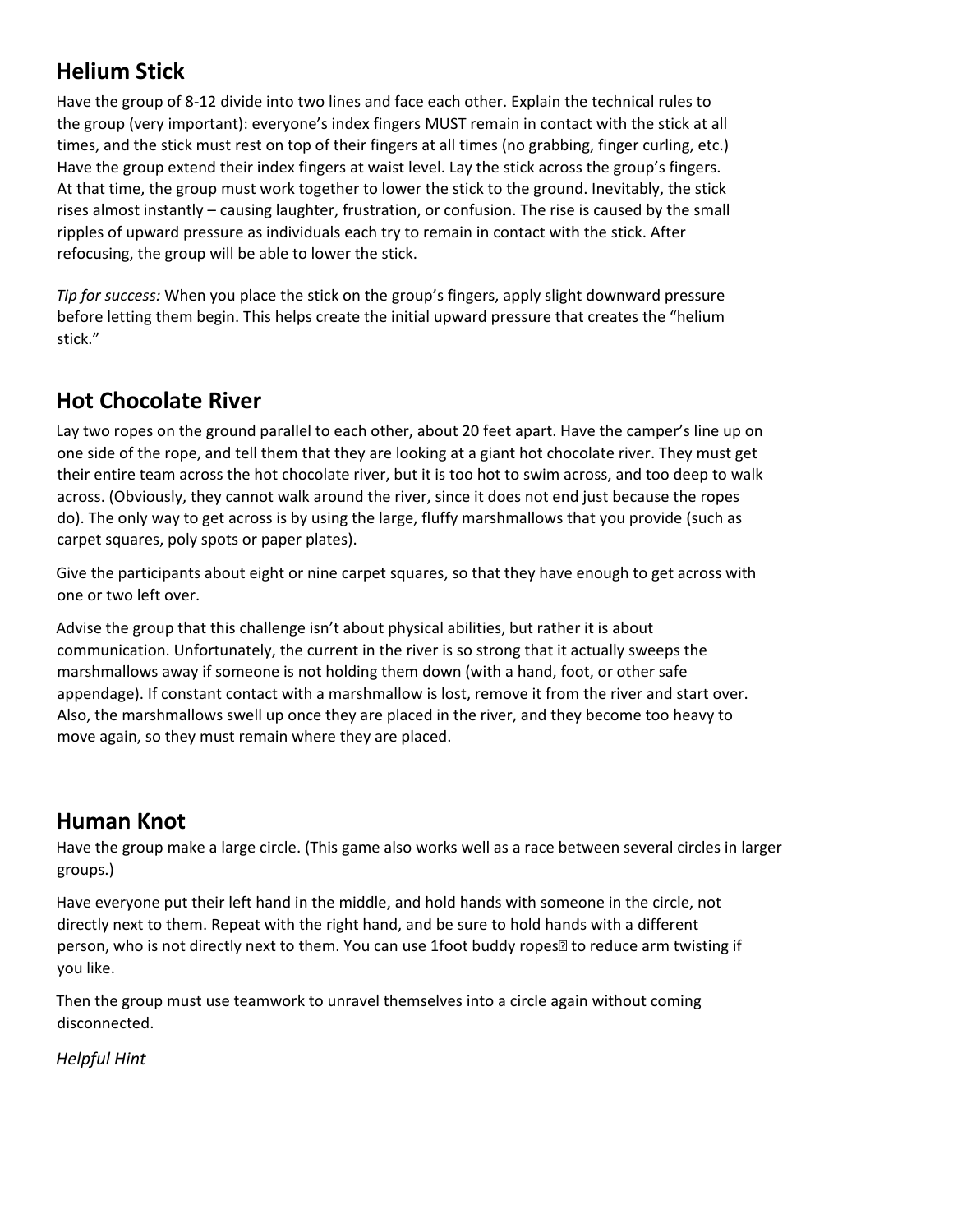## Helium Stick

Have the group of 8-12 divide into two lines and face each other. Explain the technical rules to the group (very important): everyone's index fingers MUST remain in contact with the stick at all times, and the stick must rest on top of their fingers at all times (no grabbing, finger curling, etc.) Have the group extend their index fingers at waist level. Lay the stick across the group's fingers. At that time, the group must work together to lower the stick to the ground. Inevitably, the stick rises almost instantly – causing laughter, frustration, or confusion. The rise is caused by the small ripples of upward pressure as individuals each try to remain in contact with the stick. After refocusing, the group will be able to lower the stick.

*Tip for success:* When you place the stick on the group's fingers, apply slight downward pressure before letting them begin. This helps create the initial upward pressure that creates the "helium stick."

## Hot Chocolate River

Lay two ropes on the ground parallel to each other, about 20 feet apart. Have the camper's line up on one side of the rope, and tell them that they are looking at a giant hot chocolate river. They must get their entire team across the hot chocolate river, but it is too hot to swim across, and too deep to walk across. (Obviously, they cannot walk around the river, since it does not end just because the ropes do). The only way to get across is by using the large, fluffy marshmallows that you provide (such as carpet squares, poly spots or paper plates).

Give the participants about eight or nine carpet squares, so that they have enough to get across with one or two left over.

Advise the group that this challenge isn't about physical abilities, but rather it is about communication. Unfortunately, the current in the river is so strong that it actually sweeps the marshmallows away if someone is not holding them down (with a hand, foot, or other safe appendage). If constant contact with a marshmallow is lost, remove it from the river and start over. Also, the marshmallows swell up once they are placed in the river, and they become too heavy to move again, so they must remain where they are placed.

## Human Knot

Have the group make a large circle. (This game also works well as a race between several circles in larger groups.)

Have everyone put their left hand in the middle, and hold hands with someone in the circle, not directly next to them. Repeat with the right hand, and be sure to hold hands with a different person, who is not directly next to them. You can use 1foot buddy ropes to reduce arm twisting if you like.

Then the group must use teamwork to unravel themselves into a circle again without coming disconnected.

*Helpful Hint*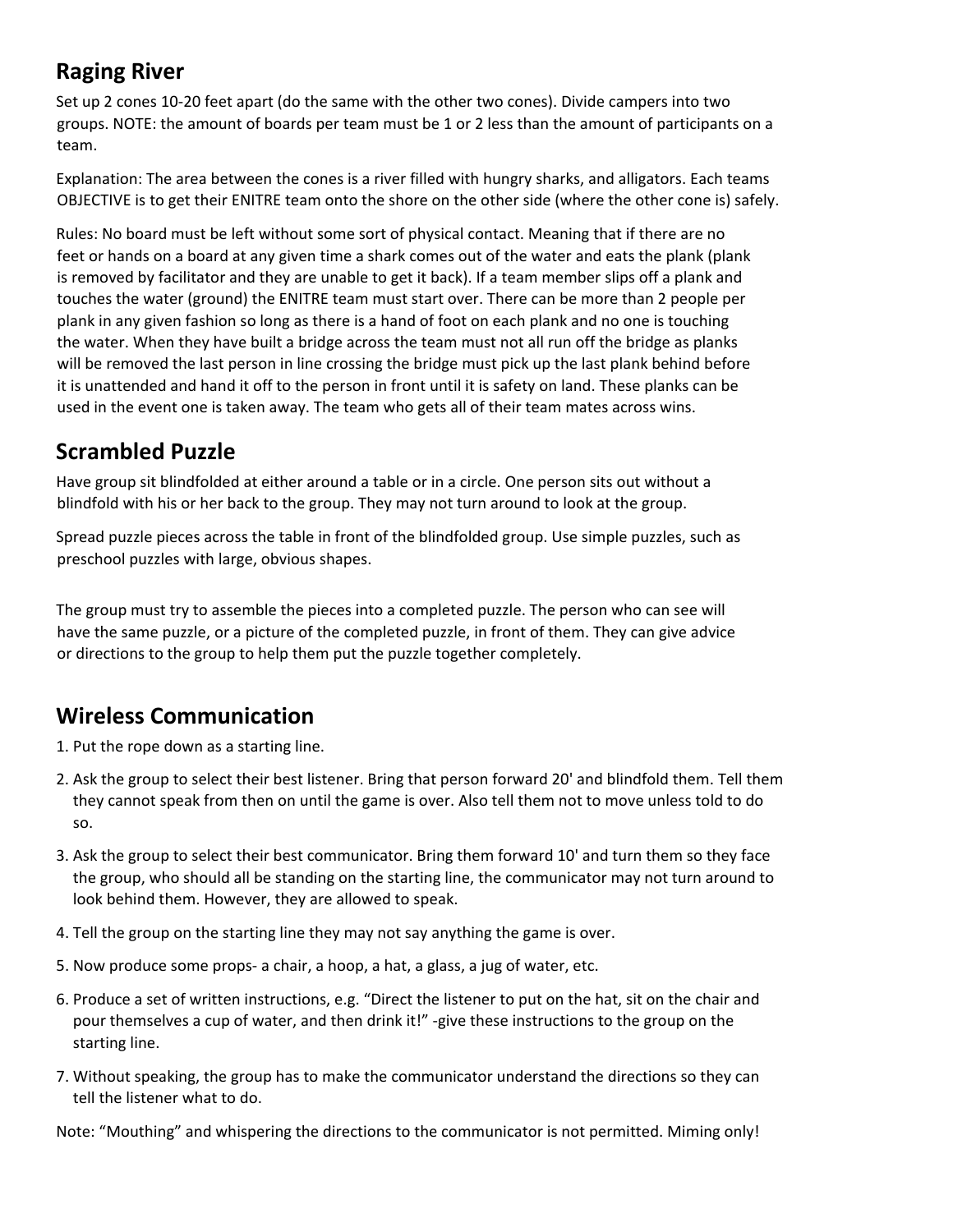## Raging River

Set up 2 cones 10-20 feet apart (do the same with the other two cones). Divide campers into two groups. NOTE: the amount of boards per team must be 1 or 2 less than the amount of participants on a team.

Explanation: The area between the cones is a river filled with hungry sharks, and alligators. Each teams OBJECTIVE is to get their ENITRE team onto the shore on the other side (where the other cone is) safely.

Rules: No board must be left without some sort of physical contact. Meaning that if there are no feet or hands on a board at any given time a shark comes out of the water and eats the plank (plank is removed by facilitator and they are unable to get it back). If a team member slips off a plank and touches the water (ground) the ENITRE team must start over. There can be more than 2 people per plank in any given fashion so long as there is a hand of foot on each plank and no one is touching the water. When they have built a bridge across the team must not all run off the bridge as planks will be removed the last person in line crossing the bridge must pick up the last plank behind before it is unattended and hand it off to the person in front until it is safety on land. These planks can be used in the event one is taken away. The team who gets all of their team mates across wins.

## Scrambled Puzzle

Have group sit blindfolded at either around a table or in a circle. One person sits out without a blindfold with his or her back to the group. They may not turn around to look at the group.

Spread puzzle pieces across the table in front of the blindfolded group. Use simple puzzles, such as preschool puzzles with large, obvious shapes.

The group must try to assemble the pieces into a completed puzzle. The person who can see will have the same puzzle, or a picture of the completed puzzle, in front of them. They can give advice or directions to the group to help them put the puzzle together completely.

## Wireless Communication

1. Put the rope down as a starting line.
2. Ask the group to select their best listener. Bring that person forward 20' and blindfold them. Tell them they cannot speak from then on until the game is over. Also tell them not to move unless told to do so.
3. Ask the group to select their best communicator. Bring them forward 10' and turn them so they face the group, who should all be standing on the starting line, the communicator may not turn around to look behind them. However, they are allowed to speak.
4. Tell the group on the starting line they may not say anything the game is over.
5. Now produce some props- a chair, a hoop, a hat, a glass, a jug of water, etc.
6. Produce a set of written instructions, e.g. "Direct the listener to put on the hat, sit on the chair and pour themselves a cup of water, and then drink it!" -give these instructions to the group on the starting line.
7. Without speaking, the group has to make the communicator understand the directions so they can tell the listener what to do.

Note: "Mouthing" and whispering the directions to the communicator is not permitted. Miming only!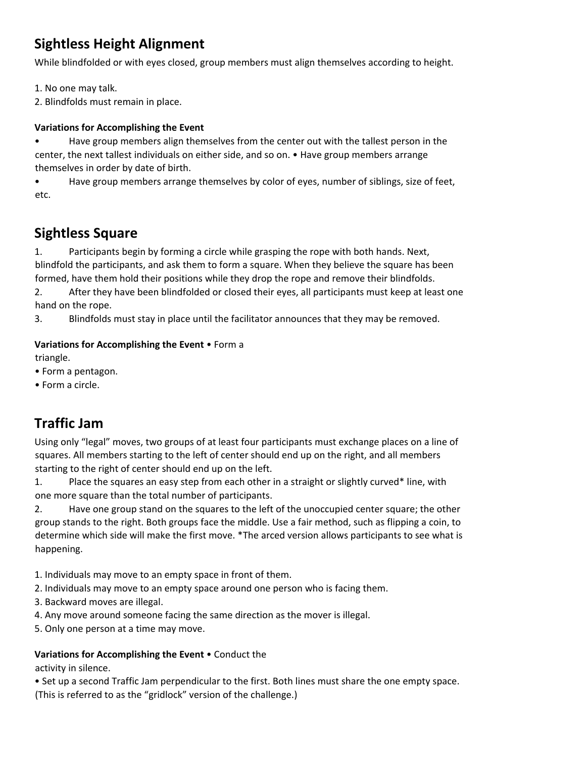## Sightless Height Alignment

While blindfolded or with eyes closed, group members must align themselves according to height.

1. No one may talk.
2. Blindfolds must remain in place.

**Variations for Accomplishing the Event**

- Have group members align themselves from the center out with the tallest person in the center, the next tallest individuals on either side, and so on. • Have group members arrange themselves in order by date of birth.
- Have group members arrange themselves by color of eyes, number of siblings, size of feet, etc.

## Sightless Square

1. Participants begin by forming a circle while grasping the rope with both hands. Next, blindfold the participants, and ask them to form a square. When they believe the square has been formed, have them hold their positions while they drop the rope and remove their blindfolds.
2. After they have been blindfolded or closed their eyes, all participants must keep at least one hand on the rope.
3. Blindfolds must stay in place until the facilitator announces that they may be removed.

**Variations for Accomplishing the Event** • Form a triangle.
- Form a pentagon.
- Form a circle.

## Traffic Jam

Using only "legal" moves, two groups of at least four participants must exchange places on a line of squares. All members starting to the left of center should end up on the right, and all members starting to the right of center should end up on the left.

1. Place the squares an easy step from each other in a straight or slightly curved* line, with one more square than the total number of participants.
2. Have one group stand on the squares to the left of the unoccupied center square; the other group stands to the right. Both groups face the middle. Use a fair method, such as flipping a coin, to determine which side will make the first move. *The arced version allows participants to see what is happening.

1. Individuals may move to an empty space in front of them.
2. Individuals may move to an empty space around one person who is facing them.
3. Backward moves are illegal.
4. Any move around someone facing the same direction as the mover is illegal.
5. Only one person at a time may move.

**Variations for Accomplishing the Event** • Conduct the activity in silence.
- Set up a second Traffic Jam perpendicular to the first. Both lines must share the one empty space. (This is referred to as the "gridlock" version of the challenge.)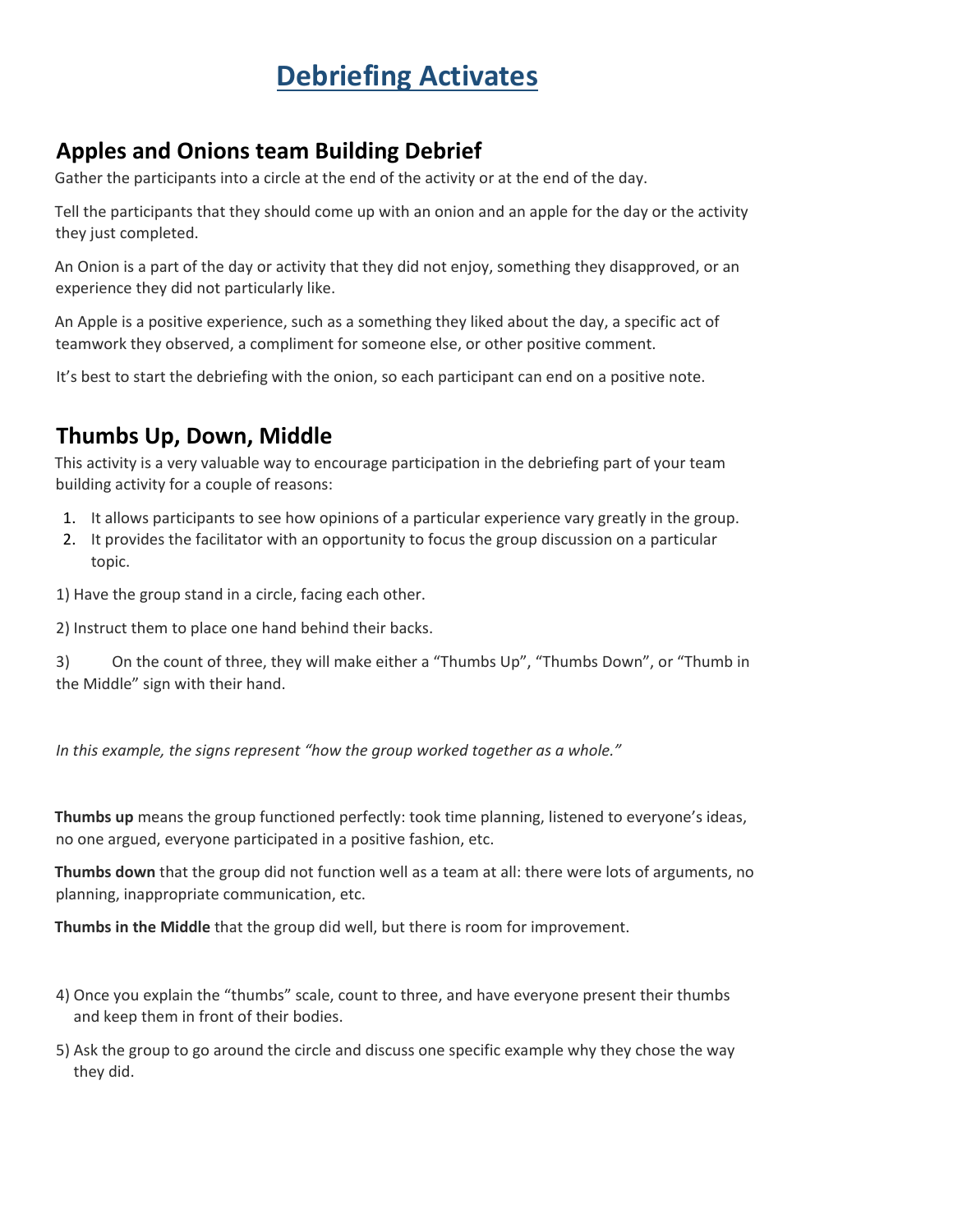# Debriefing Activates

## Apples and Onions team Building Debrief

Gather the participants into a circle at the end of the activity or at the end of the day.

Tell the participants that they should come up with an onion and an apple for the day or the activity they just completed.

An Onion is a part of the day or activity that they did not enjoy, something they disapproved, or an experience they did not particularly like.

An Apple is a positive experience, such as a something they liked about the day, a specific act of teamwork they observed, a compliment for someone else, or other positive comment.

It's best to start the debriefing with the onion, so each participant can end on a positive note.

## Thumbs Up, Down, Middle

This activity is a very valuable way to encourage participation in the debriefing part of your team building activity for a couple of reasons:

1. It allows participants to see how opinions of a particular experience vary greatly in the group.
2. It provides the facilitator with an opportunity to focus the group discussion on a particular topic.

1) Have the group stand in a circle, facing each other.

2) Instruct them to place one hand behind their backs.

3) On the count of three, they will make either a "Thumbs Up", "Thumbs Down", or "Thumb in the Middle" sign with their hand.

*In this example, the signs represent "how the group worked together as a whole."*

**Thumbs up** means the group functioned perfectly: took time planning, listened to everyone's ideas, no one argued, everyone participated in a positive fashion, etc.

**Thumbs down** that the group did not function well as a team at all: there were lots of arguments, no planning, inappropriate communication, etc.

**Thumbs in the Middle** that the group did well, but there is room for improvement.

4) Once you explain the "thumbs" scale, count to three, and have everyone present their thumbs and keep them in front of their bodies.

5) Ask the group to go around the circle and discuss one specific example why they chose the way they did.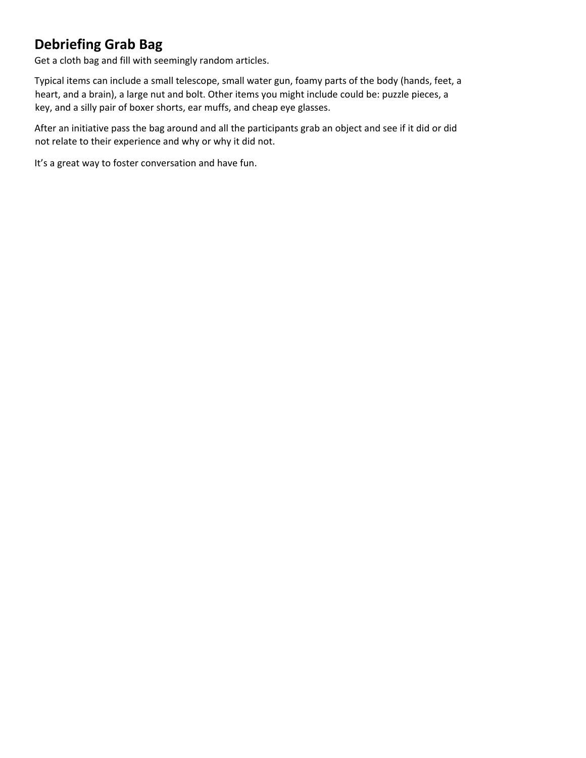## Debriefing Grab Bag

Get a cloth bag and fill with seemingly random articles.

Typical items can include a small telescope, small water gun, foamy parts of the body (hands, feet, a heart, and a brain), a large nut and bolt. Other items you might include could be: puzzle pieces, a key, and a silly pair of boxer shorts, ear muffs, and cheap eye glasses.

After an initiative pass the bag around and all the participants grab an object and see if it did or did not relate to their experience and why or why it did not.

It's a great way to foster conversation and have fun.